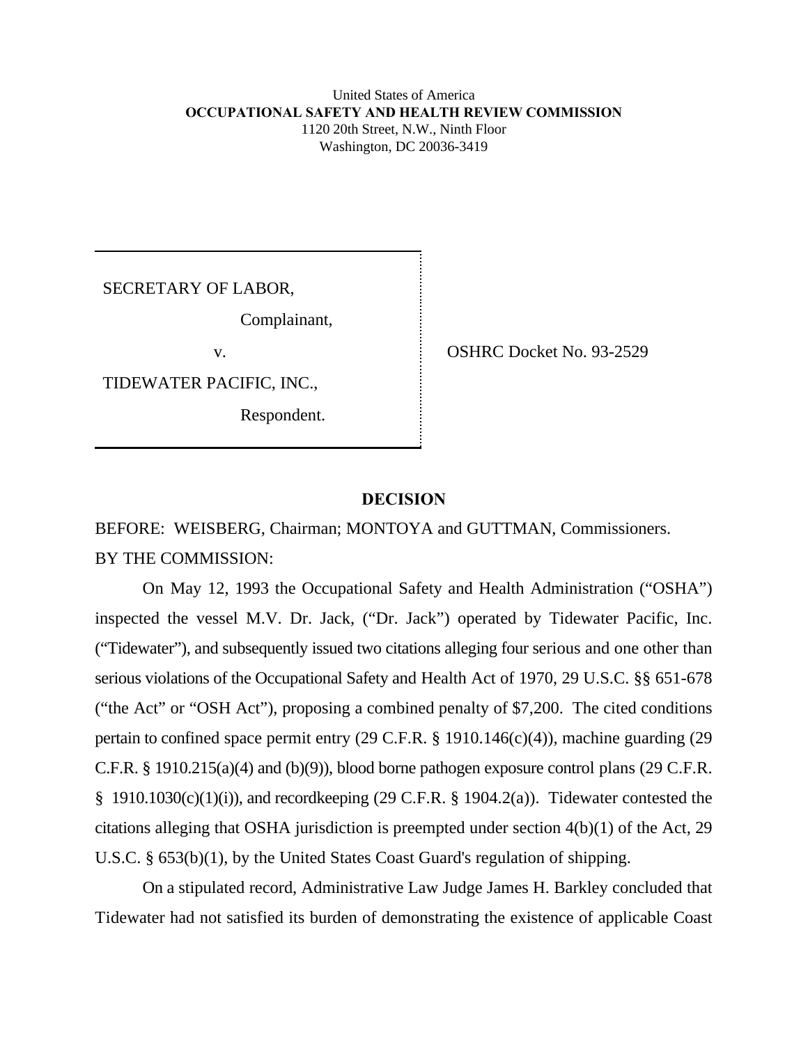United States of America
**OCCUPATIONAL SAFETY AND HEALTH REVIEW COMMISSION**
1120 20th Street, N.W., Ninth Floor
Washington, DC 20036-3419

SECRETARY OF LABOR,

Complainant,

v.

TIDEWATER PACIFIC, INC.,

Respondent.

OSHRC Docket No. 93-2529

## DECISION

BEFORE: WEISBERG, Chairman; MONTOYA and GUTTMAN, Commissioners.

BY THE COMMISSION:

On May 12, 1993 the Occupational Safety and Health Administration ("OSHA") inspected the vessel M.V. Dr. Jack, ("Dr. Jack") operated by Tidewater Pacific, Inc. ("Tidewater"), and subsequently issued two citations alleging four serious and one other than serious violations of the Occupational Safety and Health Act of 1970, 29 U.S.C. §§ 651-678 ("the Act" or "OSH Act"), proposing a combined penalty of $7,200. The cited conditions pertain to confined space permit entry (29 C.F.R. § 1910.146(c)(4)), machine guarding (29 C.F.R. § 1910.215(a)(4) and (b)(9)), blood borne pathogen exposure control plans (29 C.F.R. § 1910.1030(c)(1)(i)), and recordkeeping (29 C.F.R. § 1904.2(a)). Tidewater contested the citations alleging that OSHA jurisdiction is preempted under section 4(b)(1) of the Act, 29 U.S.C. § 653(b)(1), by the United States Coast Guard's regulation of shipping.

On a stipulated record, Administrative Law Judge James H. Barkley concluded that Tidewater had not satisfied its burden of demonstrating the existence of applicable Coast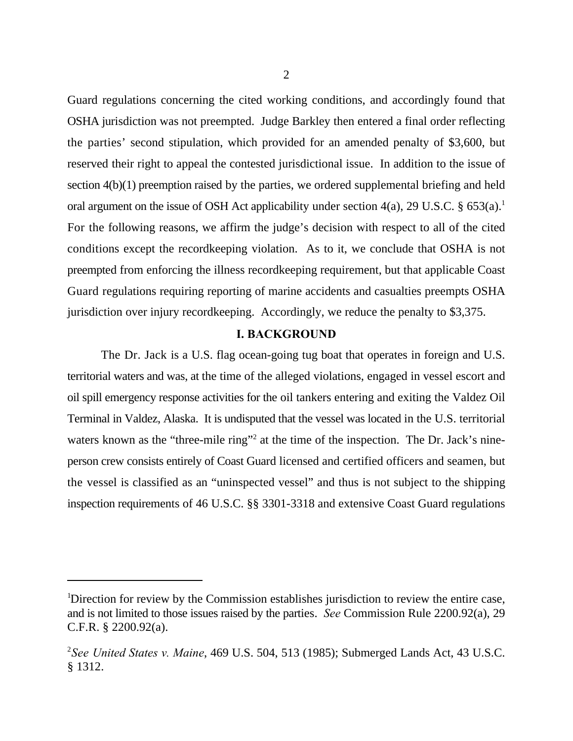Guard regulations concerning the cited working conditions, and accordingly found that OSHA jurisdiction was not preempted. Judge Barkley then entered a final order reflecting the parties' second stipulation, which provided for an amended penalty of $3,600, but reserved their right to appeal the contested jurisdictional issue. In addition to the issue of section 4(b)(1) preemption raised by the parties, we ordered supplemental briefing and held oral argument on the issue of OSH Act applicability under section 4(a), 29 U.S.C. § 653(a).[1] For the following reasons, we affirm the judge's decision with respect to all of the cited conditions except the recordkeeping violation. As to it, we conclude that OSHA is not preempted from enforcing the illness recordkeeping requirement, but that applicable Coast Guard regulations requiring reporting of marine accidents and casualties preempts OSHA jurisdiction over injury recordkeeping. Accordingly, we reduce the penalty to $3,375.

## I. BACKGROUND

The Dr. Jack is a U.S. flag ocean-going tug boat that operates in foreign and U.S. territorial waters and was, at the time of the alleged violations, engaged in vessel escort and oil spill emergency response activities for the oil tankers entering and exiting the Valdez Oil Terminal in Valdez, Alaska. It is undisputed that the vessel was located in the U.S. territorial waters known as the "three-mile ring"[2] at the time of the inspection. The Dr. Jack's nine-person crew consists entirely of Coast Guard licensed and certified officers and seamen, but the vessel is classified as an "uninspected vessel" and thus is not subject to the shipping inspection requirements of 46 U.S.C. §§ 3301-3318 and extensive Coast Guard regulations

---

[1]Direction for review by the Commission establishes jurisdiction to review the entire case, and is not limited to those issues raised by the parties. *See* Commission Rule 2200.92(a), 29 C.F.R. § 2200.92(a).

[2]*See United States v. Maine*, 469 U.S. 504, 513 (1985); Submerged Lands Act, 43 U.S.C. § 1312.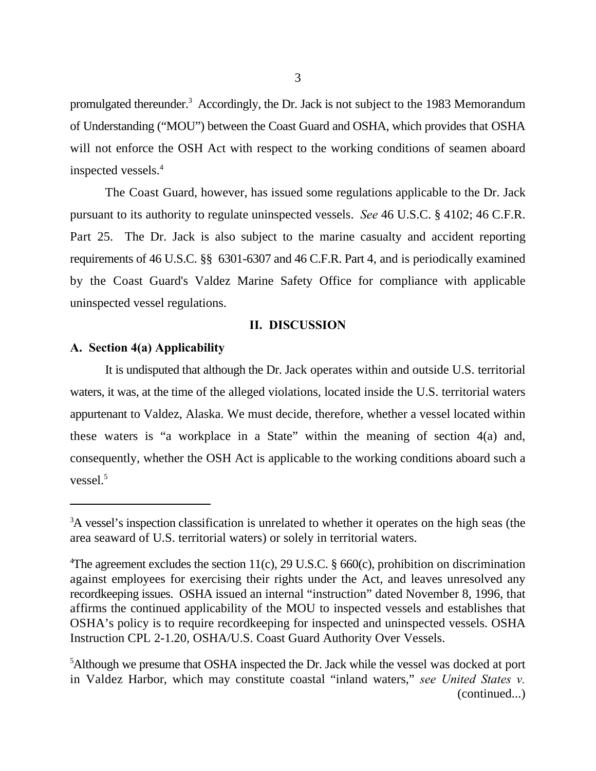promulgated thereunder.[3] Accordingly, the Dr. Jack is not subject to the 1983 Memorandum of Understanding ("MOU") between the Coast Guard and OSHA, which provides that OSHA will not enforce the OSH Act with respect to the working conditions of seamen aboard inspected vessels.[4]

The Coast Guard, however, has issued some regulations applicable to the Dr. Jack pursuant to its authority to regulate uninspected vessels. *See* 46 U.S.C. § 4102; 46 C.F.R. Part 25. The Dr. Jack is also subject to the marine casualty and accident reporting requirements of 46 U.S.C. §§ 6301-6307 and 46 C.F.R. Part 4, and is periodically examined by the Coast Guard's Valdez Marine Safety Office for compliance with applicable uninspected vessel regulations.

## II. DISCUSSION

### A. Section 4(a) Applicability

It is undisputed that although the Dr. Jack operates within and outside U.S. territorial waters, it was, at the time of the alleged violations, located inside the U.S. territorial waters appurtenant to Valdez, Alaska. We must decide, therefore, whether a vessel located within these waters is "a workplace in a State" within the meaning of section 4(a) and, consequently, whether the OSH Act is applicable to the working conditions aboard such a vessel.[5]

---

[3] A vessel's inspection classification is unrelated to whether it operates on the high seas (the area seaward of U.S. territorial waters) or solely in territorial waters.

[4] The agreement excludes the section 11(c), 29 U.S.C. § 660(c), prohibition on discrimination against employees for exercising their rights under the Act, and leaves unresolved any recordkeeping issues. OSHA issued an internal "instruction" dated November 8, 1996, that affirms the continued applicability of the MOU to inspected vessels and establishes that OSHA's policy is to require recordkeeping for inspected and uninspected vessels. OSHA Instruction CPL 2-1.20, OSHA/U.S. Coast Guard Authority Over Vessels.

[5] Although we presume that OSHA inspected the Dr. Jack while the vessel was docked at port in Valdez Harbor, which may constitute coastal "inland waters," *see United States v.* (continued...)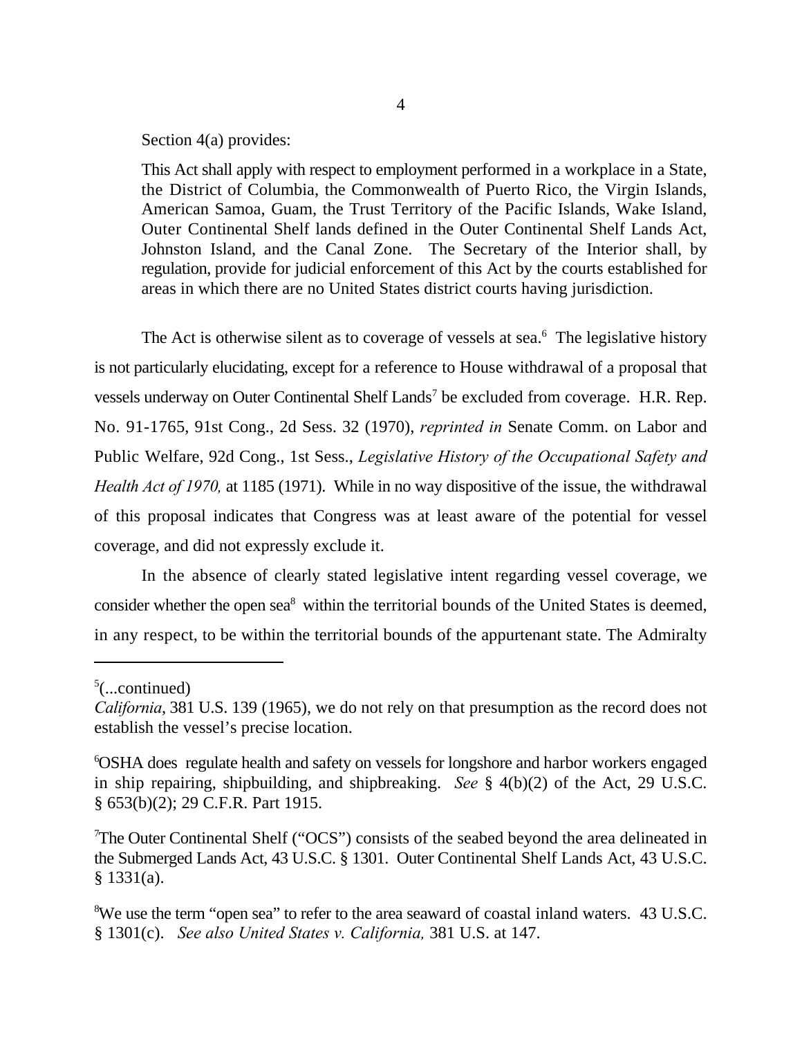Section 4(a) provides:

> This Act shall apply with respect to employment performed in a workplace in a State, the District of Columbia, the Commonwealth of Puerto Rico, the Virgin Islands, American Samoa, Guam, the Trust Territory of the Pacific Islands, Wake Island, Outer Continental Shelf lands defined in the Outer Continental Shelf Lands Act, Johnston Island, and the Canal Zone. The Secretary of the Interior shall, by regulation, provide for judicial enforcement of this Act by the courts established for areas in which there are no United States district courts having jurisdiction.

The Act is otherwise silent as to coverage of vessels at sea.[6] The legislative history is not particularly elucidating, except for a reference to House withdrawal of a proposal that vessels underway on Outer Continental Shelf Lands[7] be excluded from coverage. H.R. Rep. No. 91-1765, 91st Cong., 2d Sess. 32 (1970), *reprinted in* Senate Comm. on Labor and Public Welfare, 92d Cong., 1st Sess., *Legislative History of the Occupational Safety and Health Act of 1970,* at 1185 (1971). While in no way dispositive of the issue, the withdrawal of this proposal indicates that Congress was at least aware of the potential for vessel coverage, and did not expressly exclude it.

In the absence of clearly stated legislative intent regarding vessel coverage, we consider whether the open sea[8] within the territorial bounds of the United States is deemed, in any respect, to be within the territorial bounds of the appurtenant state. The Admiralty

---

[5](...continued)
*California*, 381 U.S. 139 (1965), we do not rely on that presumption as the record does not establish the vessel's precise location.

[6]OSHA does regulate health and safety on vessels for longshore and harbor workers engaged in ship repairing, shipbuilding, and shipbreaking. *See* § 4(b)(2) of the Act, 29 U.S.C. § 653(b)(2); 29 C.F.R. Part 1915.

[7]The Outer Continental Shelf ("OCS") consists of the seabed beyond the area delineated in the Submerged Lands Act, 43 U.S.C. § 1301. Outer Continental Shelf Lands Act, 43 U.S.C. § 1331(a).

[8]We use the term "open sea" to refer to the area seaward of coastal inland waters. 43 U.S.C. § 1301(c). *See also United States v. California,* 381 U.S. at 147.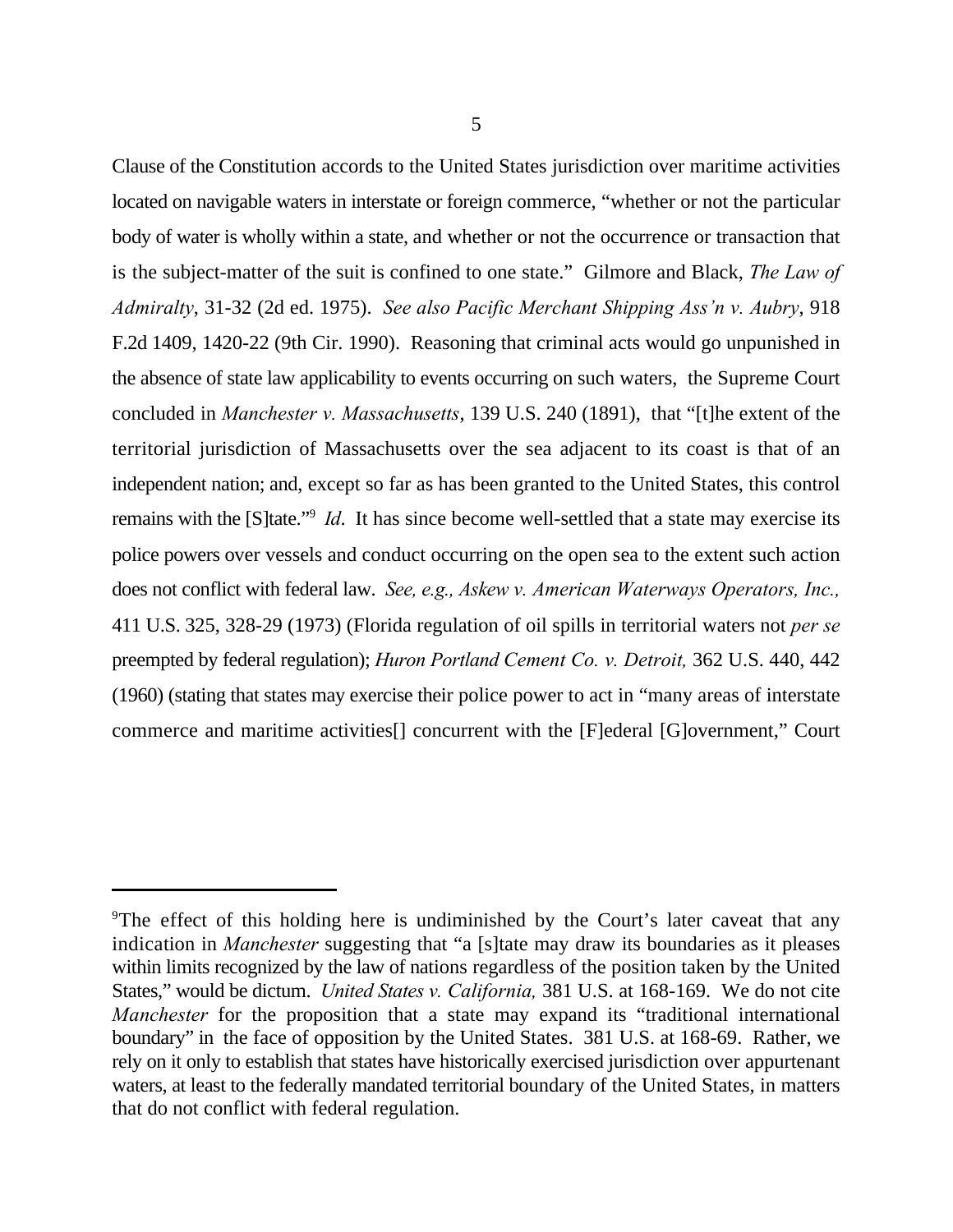Clause of the Constitution accords to the United States jurisdiction over maritime activities located on navigable waters in interstate or foreign commerce, "whether or not the particular body of water is wholly within a state, and whether or not the occurrence or transaction that is the subject-matter of the suit is confined to one state." Gilmore and Black, *The Law of Admiralty*, 31-32 (2d ed. 1975). *See also Pacific Merchant Shipping Ass'n v. Aubry*, 918 F.2d 1409, 1420-22 (9th Cir. 1990). Reasoning that criminal acts would go unpunished in the absence of state law applicability to events occurring on such waters, the Supreme Court concluded in *Manchester v. Massachusetts*, 139 U.S. 240 (1891), that "[t]he extent of the territorial jurisdiction of Massachusetts over the sea adjacent to its coast is that of an independent nation; and, except so far as has been granted to the United States, this control remains with the [S]tate."[9] *Id*. It has since become well-settled that a state may exercise its police powers over vessels and conduct occurring on the open sea to the extent such action does not conflict with federal law. *See, e.g., Askew v. American Waterways Operators, Inc.,* 411 U.S. 325, 328-29 (1973) (Florida regulation of oil spills in territorial waters not *per se* preempted by federal regulation); *Huron Portland Cement Co. v. Detroit,* 362 U.S. 440, 442 (1960) (stating that states may exercise their police power to act in "many areas of interstate commerce and maritime activities[] concurrent with the [F]ederal [G]overnment," Court

---

[9]The effect of this holding here is undiminished by the Court's later caveat that any indication in *Manchester* suggesting that "a [s]tate may draw its boundaries as it pleases within limits recognized by the law of nations regardless of the position taken by the United States," would be dictum. *United States v. California,* 381 U.S. at 168-169. We do not cite *Manchester* for the proposition that a state may expand its "traditional international boundary" in the face of opposition by the United States. 381 U.S. at 168-69. Rather, we rely on it only to establish that states have historically exercised jurisdiction over appurtenant waters, at least to the federally mandated territorial boundary of the United States, in matters that do not conflict with federal regulation.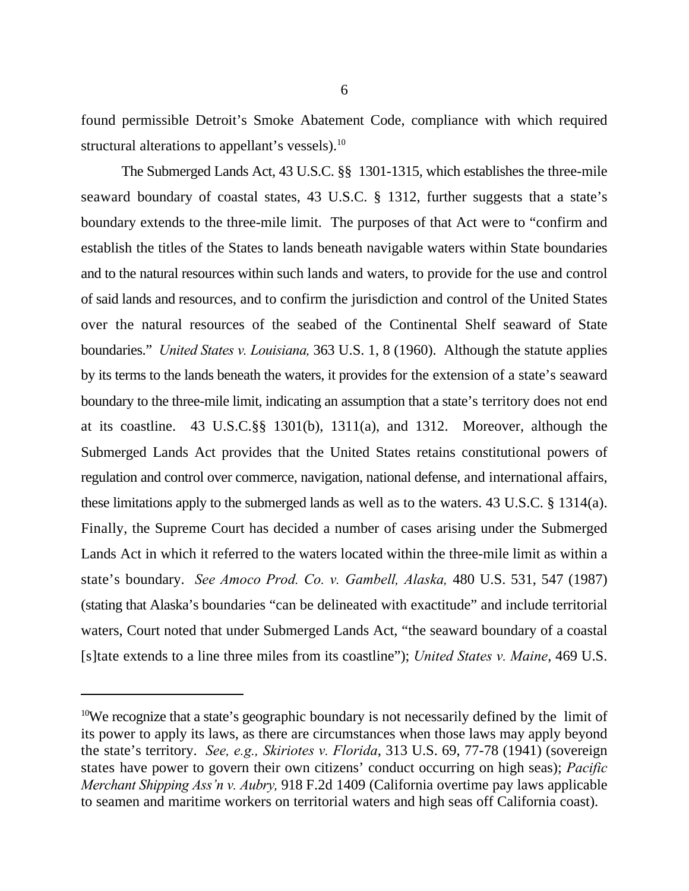found permissible Detroit's Smoke Abatement Code, compliance with which required structural alterations to appellant's vessels).[10]

The Submerged Lands Act, 43 U.S.C. §§ 1301-1315, which establishes the three-mile seaward boundary of coastal states, 43 U.S.C. § 1312, further suggests that a state's boundary extends to the three-mile limit. The purposes of that Act were to "confirm and establish the titles of the States to lands beneath navigable waters within State boundaries and to the natural resources within such lands and waters, to provide for the use and control of said lands and resources, and to confirm the jurisdiction and control of the United States over the natural resources of the seabed of the Continental Shelf seaward of State boundaries." *United States v. Louisiana,* 363 U.S. 1, 8 (1960). Although the statute applies by its terms to the lands beneath the waters, it provides for the extension of a state's seaward boundary to the three-mile limit, indicating an assumption that a state's territory does not end at its coastline. 43 U.S.C.§§ 1301(b), 1311(a), and 1312. Moreover, although the Submerged Lands Act provides that the United States retains constitutional powers of regulation and control over commerce, navigation, national defense, and international affairs, these limitations apply to the submerged lands as well as to the waters. 43 U.S.C. § 1314(a). Finally, the Supreme Court has decided a number of cases arising under the Submerged Lands Act in which it referred to the waters located within the three-mile limit as within a state's boundary. *See Amoco Prod. Co. v. Gambell, Alaska,* 480 U.S. 531, 547 (1987) (stating that Alaska's boundaries "can be delineated with exactitude" and include territorial waters, Court noted that under Submerged Lands Act, "the seaward boundary of a coastal [s]tate extends to a line three miles from its coastline"); *United States v. Maine*, 469 U.S.

---

[10]We recognize that a state's geographic boundary is not necessarily defined by the limit of its power to apply its laws, as there are circumstances when those laws may apply beyond the state's territory. *See, e.g., Skiriotes v. Florida*, 313 U.S. 69, 77-78 (1941) (sovereign states have power to govern their own citizens' conduct occurring on high seas); *Pacific Merchant Shipping Ass'n v. Aubry,* 918 F.2d 1409 (California overtime pay laws applicable to seamen and maritime workers on territorial waters and high seas off California coast).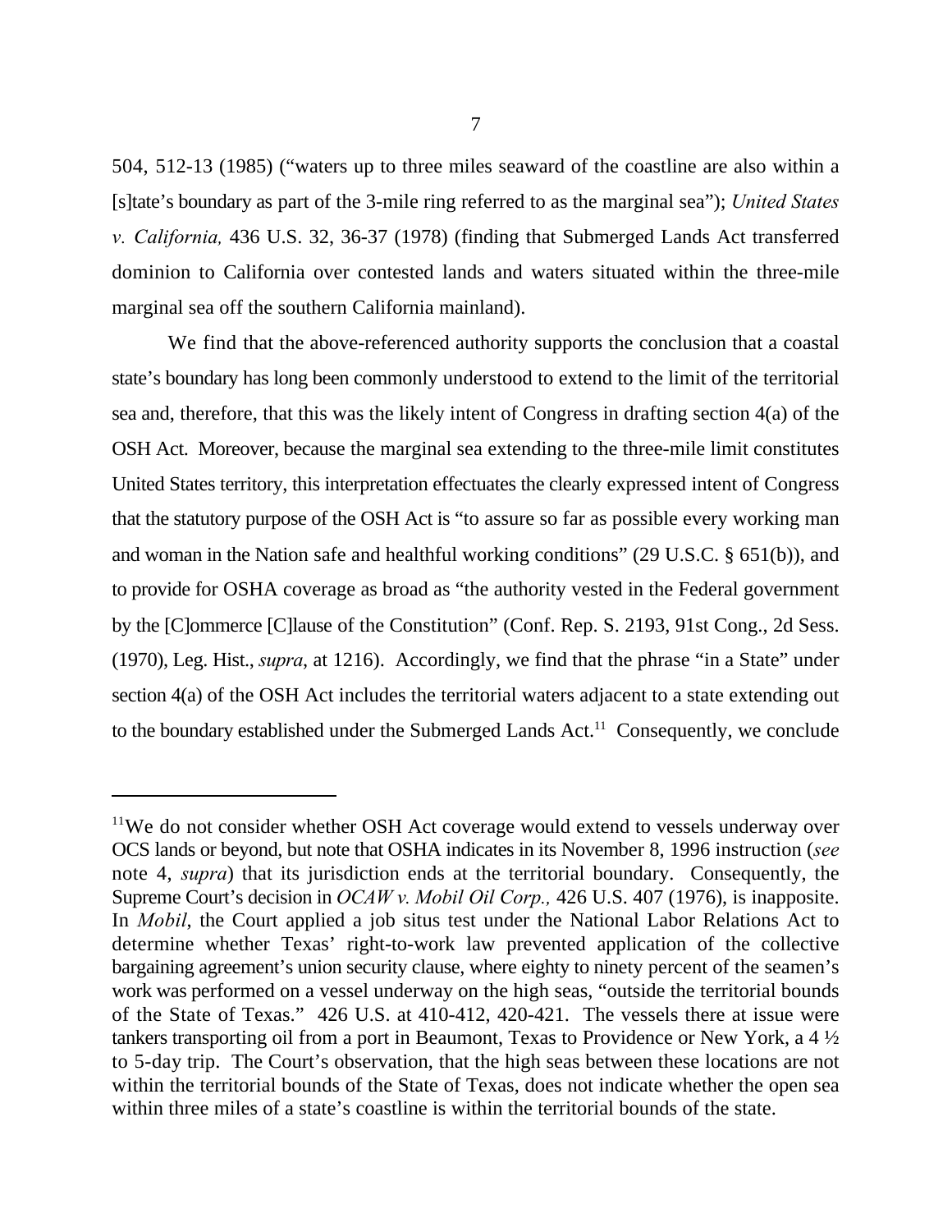504, 512-13 (1985) ("waters up to three miles seaward of the coastline are also within a [s]tate's boundary as part of the 3-mile ring referred to as the marginal sea"); *United States v. California,* 436 U.S. 32, 36-37 (1978) (finding that Submerged Lands Act transferred dominion to California over contested lands and waters situated within the three-mile marginal sea off the southern California mainland).

We find that the above-referenced authority supports the conclusion that a coastal state's boundary has long been commonly understood to extend to the limit of the territorial sea and, therefore, that this was the likely intent of Congress in drafting section 4(a) of the OSH Act. Moreover, because the marginal sea extending to the three-mile limit constitutes United States territory, this interpretation effectuates the clearly expressed intent of Congress that the statutory purpose of the OSH Act is "to assure so far as possible every working man and woman in the Nation safe and healthful working conditions" (29 U.S.C. § 651(b)), and to provide for OSHA coverage as broad as "the authority vested in the Federal government by the [C]ommerce [C]lause of the Constitution" (Conf. Rep. S. 2193, 91st Cong., 2d Sess. (1970), Leg. Hist., *supra*, at 1216). Accordingly, we find that the phrase "in a State" under section 4(a) of the OSH Act includes the territorial waters adjacent to a state extending out to the boundary established under the Submerged Lands Act.[11] Consequently, we conclude

---

[11]We do not consider whether OSH Act coverage would extend to vessels underway over OCS lands or beyond, but note that OSHA indicates in its November 8, 1996 instruction (*see* note 4, *supra*) that its jurisdiction ends at the territorial boundary. Consequently, the Supreme Court's decision in *OCAW v. Mobil Oil Corp.,* 426 U.S. 407 (1976), is inapposite. In *Mobil*, the Court applied a job situs test under the National Labor Relations Act to determine whether Texas' right-to-work law prevented application of the collective bargaining agreement's union security clause, where eighty to ninety percent of the seamen's work was performed on a vessel underway on the high seas, "outside the territorial bounds of the State of Texas." 426 U.S. at 410-412, 420-421. The vessels there at issue were tankers transporting oil from a port in Beaumont, Texas to Providence or New York, a 4 ½ to 5-day trip. The Court's observation, that the high seas between these locations are not within the territorial bounds of the State of Texas, does not indicate whether the open sea within three miles of a state's coastline is within the territorial bounds of the state.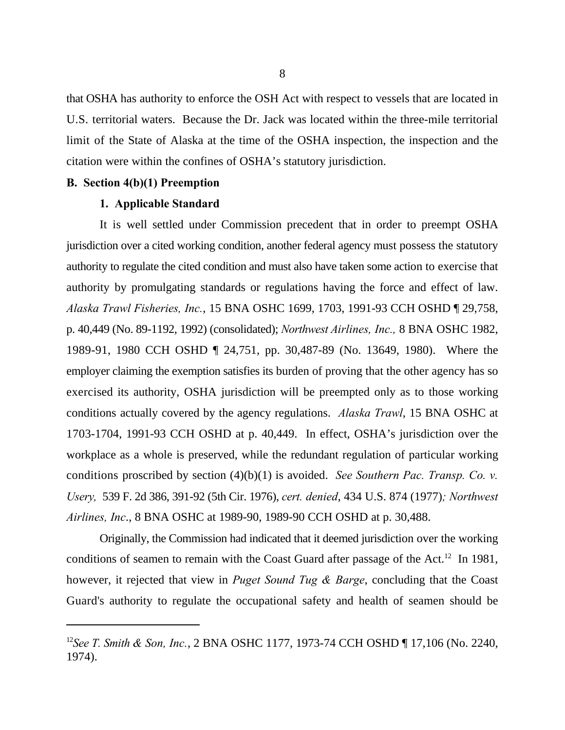that OSHA has authority to enforce the OSH Act with respect to vessels that are located in U.S. territorial waters. Because the Dr. Jack was located within the three-mile territorial limit of the State of Alaska at the time of the OSHA inspection, the inspection and the citation were within the confines of OSHA's statutory jurisdiction.

**B. Section 4(b)(1) Preemption**

**1. Applicable Standard**

It is well settled under Commission precedent that in order to preempt OSHA jurisdiction over a cited working condition, another federal agency must possess the statutory authority to regulate the cited condition and must also have taken some action to exercise that authority by promulgating standards or regulations having the force and effect of law. *Alaska Trawl Fisheries, Inc.*, 15 BNA OSHC 1699, 1703, 1991-93 CCH OSHD ¶ 29,758, p. 40,449 (No. 89-1192, 1992) (consolidated); *Northwest Airlines, Inc.,* 8 BNA OSHC 1982, 1989-91, 1980 CCH OSHD ¶ 24,751, pp. 30,487-89 (No. 13649, 1980). Where the employer claiming the exemption satisfies its burden of proving that the other agency has so exercised its authority, OSHA jurisdiction will be preempted only as to those working conditions actually covered by the agency regulations. *Alaska Trawl*, 15 BNA OSHC at 1703-1704, 1991-93 CCH OSHD at p. 40,449. In effect, OSHA's jurisdiction over the workplace as a whole is preserved, while the redundant regulation of particular working conditions proscribed by section (4)(b)(1) is avoided. *See Southern Pac. Transp. Co. v. Usery,* 539 F. 2d 386, 391-92 (5th Cir. 1976), *cert. denied*, 434 U.S. 874 (1977)*; Northwest Airlines, Inc*., 8 BNA OSHC at 1989-90, 1989-90 CCH OSHD at p. 30,488.

Originally, the Commission had indicated that it deemed jurisdiction over the working conditions of seamen to remain with the Coast Guard after passage of the Act.[12] In 1981, however, it rejected that view in *Puget Sound Tug & Barge*, concluding that the Coast Guard's authority to regulate the occupational safety and health of seamen should be

---

[12]*See T. Smith & Son, Inc.*, 2 BNA OSHC 1177, 1973-74 CCH OSHD ¶ 17,106 (No. 2240, 1974).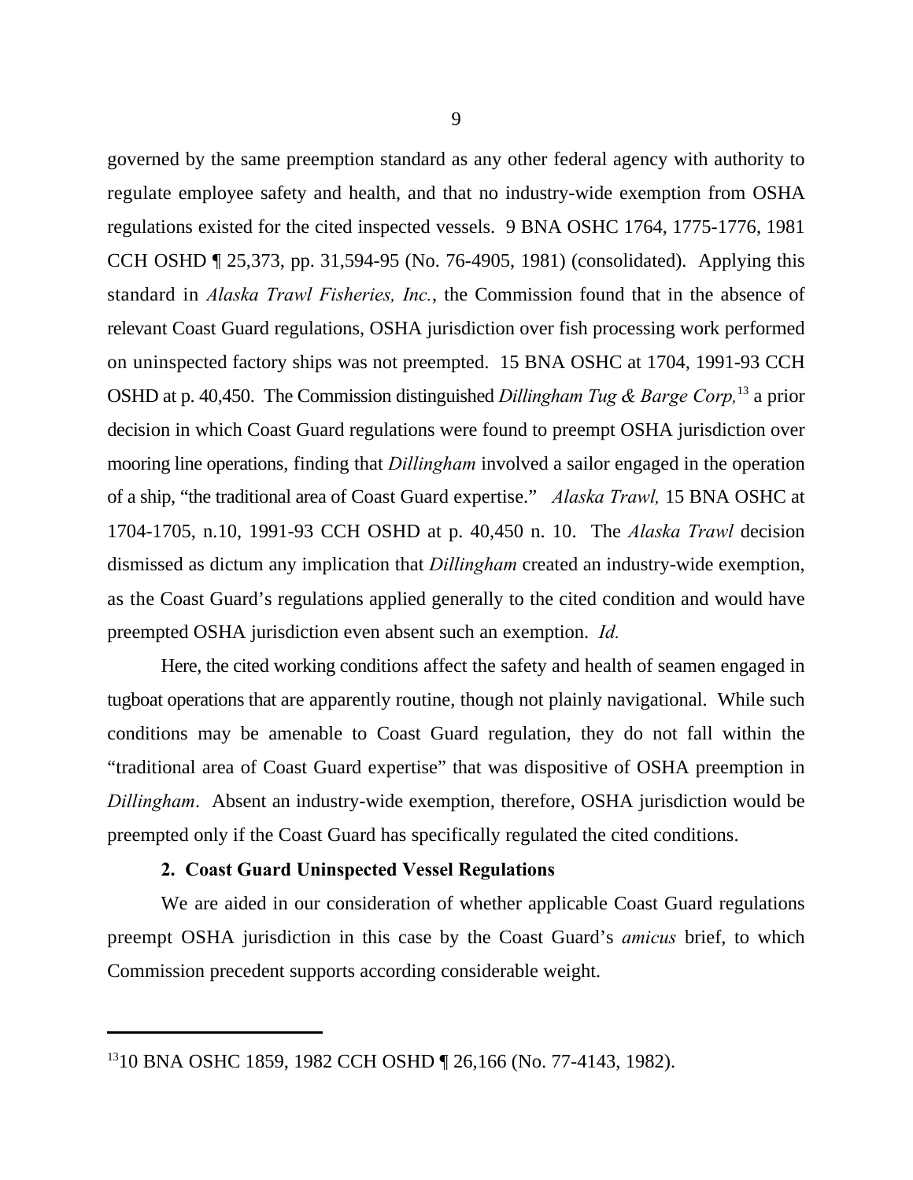governed by the same preemption standard as any other federal agency with authority to regulate employee safety and health, and that no industry-wide exemption from OSHA regulations existed for the cited inspected vessels. 9 BNA OSHC 1764, 1775-1776, 1981 CCH OSHD ¶ 25,373, pp. 31,594-95 (No. 76-4905, 1981) (consolidated). Applying this standard in *Alaska Trawl Fisheries, Inc.*, the Commission found that in the absence of relevant Coast Guard regulations, OSHA jurisdiction over fish processing work performed on uninspected factory ships was not preempted. 15 BNA OSHC at 1704, 1991-93 CCH OSHD at p. 40,450. The Commission distinguished *Dillingham Tug & Barge Corp,*[13] a prior decision in which Coast Guard regulations were found to preempt OSHA jurisdiction over mooring line operations, finding that *Dillingham* involved a sailor engaged in the operation of a ship, "the traditional area of Coast Guard expertise." *Alaska Trawl,* 15 BNA OSHC at 1704-1705, n.10, 1991-93 CCH OSHD at p. 40,450 n. 10. The *Alaska Trawl* decision dismissed as dictum any implication that *Dillingham* created an industry-wide exemption, as the Coast Guard's regulations applied generally to the cited condition and would have preempted OSHA jurisdiction even absent such an exemption. *Id.*

Here, the cited working conditions affect the safety and health of seamen engaged in tugboat operations that are apparently routine, though not plainly navigational. While such conditions may be amenable to Coast Guard regulation, they do not fall within the "traditional area of Coast Guard expertise" that was dispositive of OSHA preemption in *Dillingham*. Absent an industry-wide exemption, therefore, OSHA jurisdiction would be preempted only if the Coast Guard has specifically regulated the cited conditions.

**2. Coast Guard Uninspected Vessel Regulations**

We are aided in our consideration of whether applicable Coast Guard regulations preempt OSHA jurisdiction in this case by the Coast Guard's *amicus* brief, to which Commission precedent supports according considerable weight.

---

[13] 10 BNA OSHC 1859, 1982 CCH OSHD ¶ 26,166 (No. 77-4143, 1982).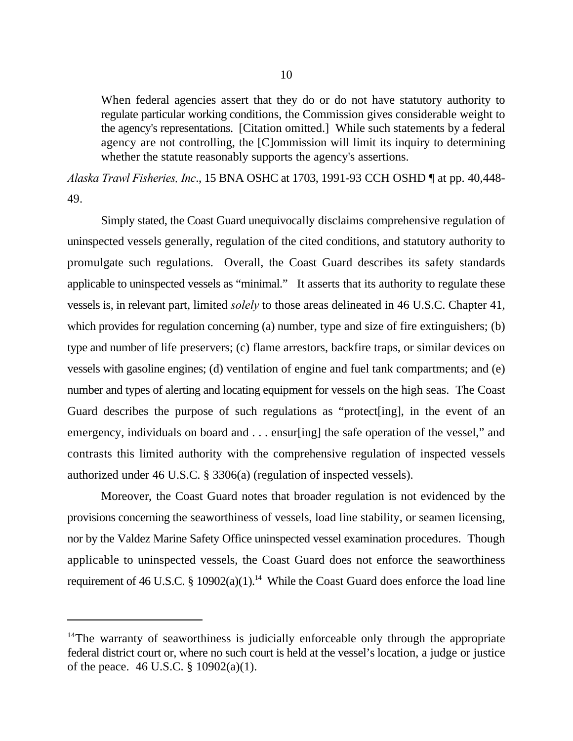> When federal agencies assert that they do or do not have statutory authority to regulate particular working conditions, the Commission gives considerable weight to the agency's representations. [Citation omitted.] While such statements by a federal agency are not controlling, the [C]ommission will limit its inquiry to determining whether the statute reasonably supports the agency's assertions.

*Alaska Trawl Fisheries, Inc*., 15 BNA OSHC at 1703, 1991-93 CCH OSHD ¶ at pp. 40,448-49.

Simply stated, the Coast Guard unequivocally disclaims comprehensive regulation of uninspected vessels generally, regulation of the cited conditions, and statutory authority to promulgate such regulations. Overall, the Coast Guard describes its safety standards applicable to uninspected vessels as "minimal." It asserts that its authority to regulate these vessels is, in relevant part, limited *solely* to those areas delineated in 46 U.S.C. Chapter 41, which provides for regulation concerning (a) number, type and size of fire extinguishers; (b) type and number of life preservers; (c) flame arrestors, backfire traps, or similar devices on vessels with gasoline engines; (d) ventilation of engine and fuel tank compartments; and (e) number and types of alerting and locating equipment for vessels on the high seas. The Coast Guard describes the purpose of such regulations as "protect[ing], in the event of an emergency, individuals on board and . . . ensur[ing] the safe operation of the vessel," and contrasts this limited authority with the comprehensive regulation of inspected vessels authorized under 46 U.S.C. § 3306(a) (regulation of inspected vessels).

Moreover, the Coast Guard notes that broader regulation is not evidenced by the provisions concerning the seaworthiness of vessels, load line stability, or seamen licensing, nor by the Valdez Marine Safety Office uninspected vessel examination procedures. Though applicable to uninspected vessels, the Coast Guard does not enforce the seaworthiness requirement of 46 U.S.C. § 10902(a)(1).[14] While the Coast Guard does enforce the load line

---

[14]The warranty of seaworthiness is judicially enforceable only through the appropriate federal district court or, where no such court is held at the vessel's location, a judge or justice of the peace. 46 U.S.C. § 10902(a)(1).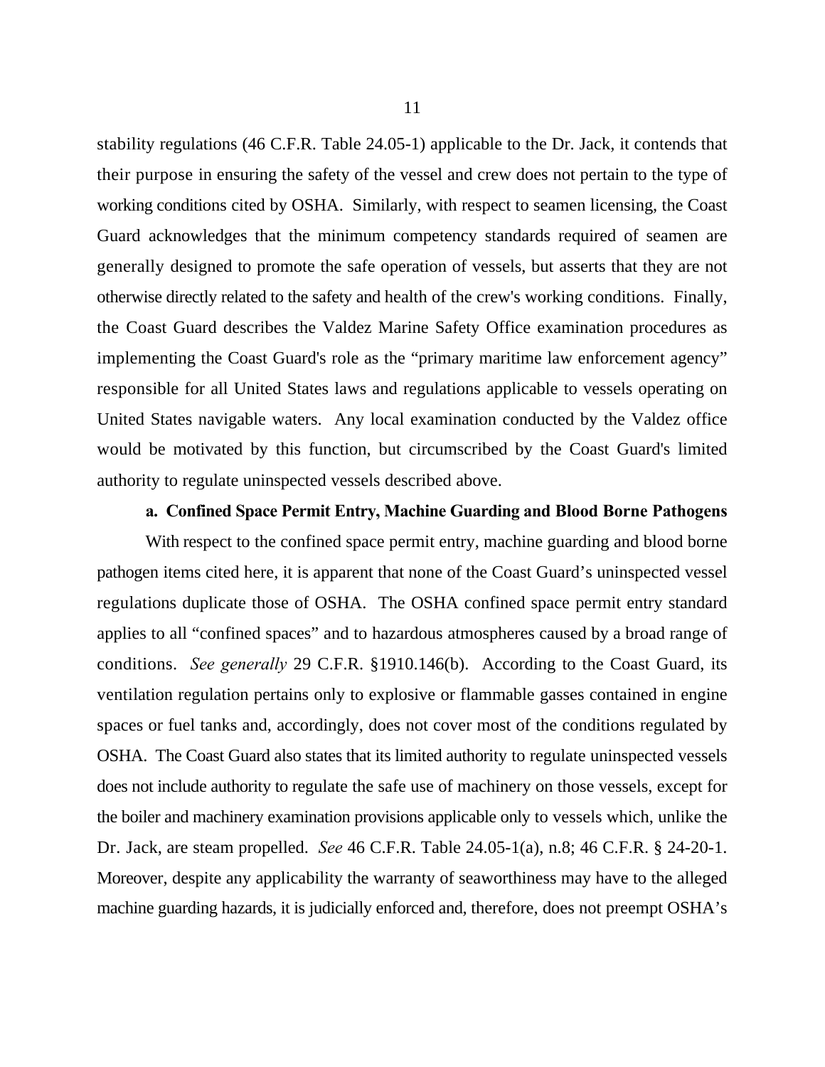stability regulations (46 C.F.R. Table 24.05-1) applicable to the Dr. Jack, it contends that their purpose in ensuring the safety of the vessel and crew does not pertain to the type of working conditions cited by OSHA. Similarly, with respect to seamen licensing, the Coast Guard acknowledges that the minimum competency standards required of seamen are generally designed to promote the safe operation of vessels, but asserts that they are not otherwise directly related to the safety and health of the crew's working conditions. Finally, the Coast Guard describes the Valdez Marine Safety Office examination procedures as implementing the Coast Guard's role as the "primary maritime law enforcement agency" responsible for all United States laws and regulations applicable to vessels operating on United States navigable waters. Any local examination conducted by the Valdez office would be motivated by this function, but circumscribed by the Coast Guard's limited authority to regulate uninspected vessels described above.

**a. Confined Space Permit Entry, Machine Guarding and Blood Borne Pathogens**

With respect to the confined space permit entry, machine guarding and blood borne pathogen items cited here, it is apparent that none of the Coast Guard's uninspected vessel regulations duplicate those of OSHA. The OSHA confined space permit entry standard applies to all "confined spaces" and to hazardous atmospheres caused by a broad range of conditions. *See generally* 29 C.F.R. §1910.146(b). According to the Coast Guard, its ventilation regulation pertains only to explosive or flammable gasses contained in engine spaces or fuel tanks and, accordingly, does not cover most of the conditions regulated by OSHA. The Coast Guard also states that its limited authority to regulate uninspected vessels does not include authority to regulate the safe use of machinery on those vessels, except for the boiler and machinery examination provisions applicable only to vessels which, unlike the Dr. Jack, are steam propelled. *See* 46 C.F.R. Table 24.05-1(a), n.8; 46 C.F.R. § 24-20-1. Moreover, despite any applicability the warranty of seaworthiness may have to the alleged machine guarding hazards, it is judicially enforced and, therefore, does not preempt OSHA's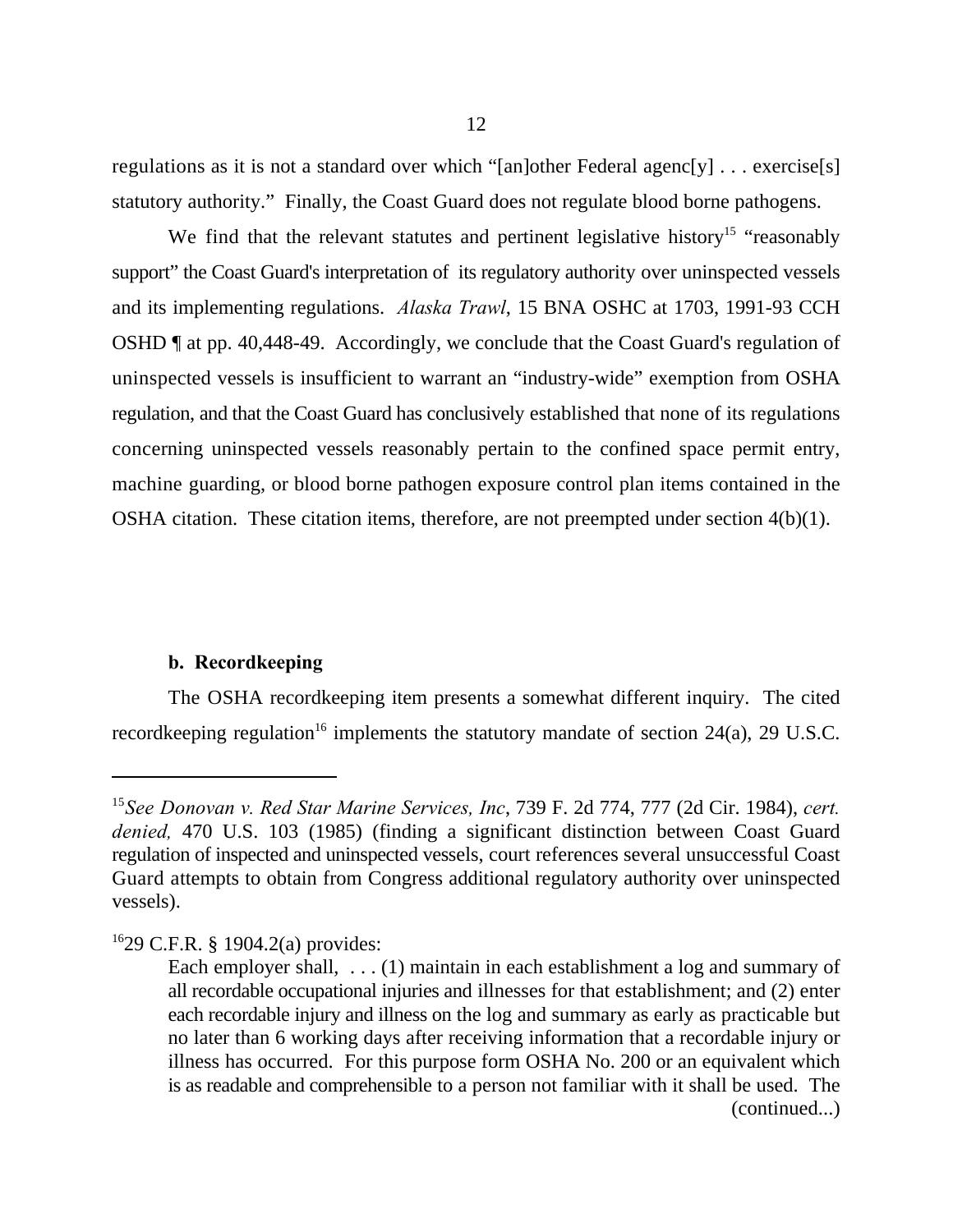regulations as it is not a standard over which "[an]other Federal agenc[y] . . . exercise[s] statutory authority." Finally, the Coast Guard does not regulate blood borne pathogens.

We find that the relevant statutes and pertinent legislative history[15] "reasonably support" the Coast Guard's interpretation of its regulatory authority over uninspected vessels and its implementing regulations. *Alaska Trawl*, 15 BNA OSHC at 1703, 1991-93 CCH OSHD ¶ at pp. 40,448-49. Accordingly, we conclude that the Coast Guard's regulation of uninspected vessels is insufficient to warrant an "industry-wide" exemption from OSHA regulation, and that the Coast Guard has conclusively established that none of its regulations concerning uninspected vessels reasonably pertain to the confined space permit entry, machine guarding, or blood borne pathogen exposure control plan items contained in the OSHA citation. These citation items, therefore, are not preempted under section 4(b)(1).

**b. Recordkeeping**

The OSHA recordkeeping item presents a somewhat different inquiry. The cited recordkeeping regulation[16] implements the statutory mandate of section 24(a), 29 U.S.C.

---

[15] *See Donovan v. Red Star Marine Services, Inc*, 739 F. 2d 774, 777 (2d Cir. 1984), *cert. denied,* 470 U.S. 103 (1985) (finding a significant distinction between Coast Guard regulation of inspected and uninspected vessels, court references several unsuccessful Coast Guard attempts to obtain from Congress additional regulatory authority over uninspected vessels).

[16] 29 C.F.R. § 1904.2(a) provides:

> Each employer shall, . . . (1) maintain in each establishment a log and summary of all recordable occupational injuries and illnesses for that establishment; and (2) enter each recordable injury and illness on the log and summary as early as practicable but no later than 6 working days after receiving information that a recordable injury or illness has occurred. For this purpose form OSHA No. 200 or an equivalent which is as readable and comprehensible to a person not familiar with it shall be used. The (continued...)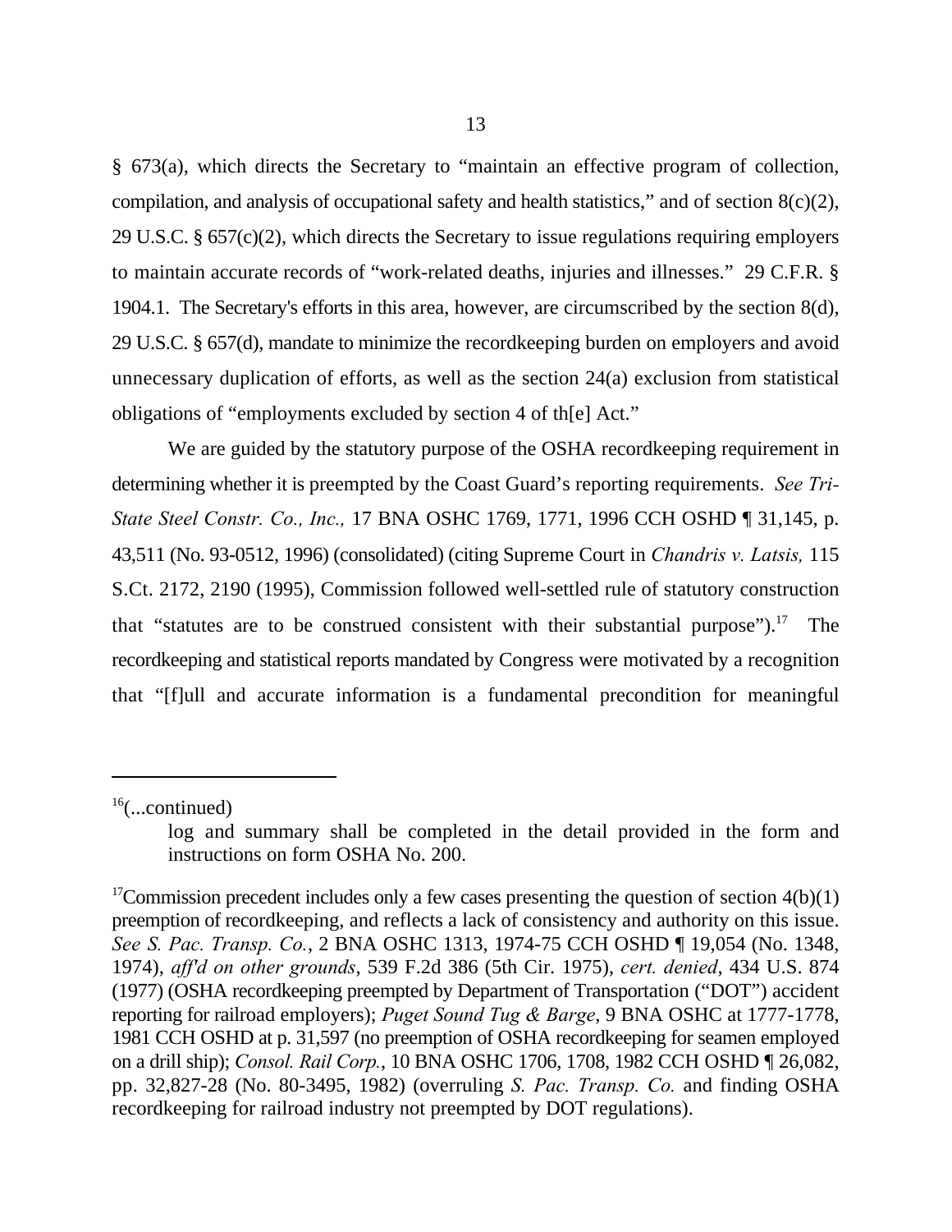§ 673(a), which directs the Secretary to "maintain an effective program of collection, compilation, and analysis of occupational safety and health statistics," and of section 8(c)(2), 29 U.S.C. § 657(c)(2), which directs the Secretary to issue regulations requiring employers to maintain accurate records of "work-related deaths, injuries and illnesses." 29 C.F.R. § 1904.1. The Secretary's efforts in this area, however, are circumscribed by the section 8(d), 29 U.S.C. § 657(d), mandate to minimize the recordkeeping burden on employers and avoid unnecessary duplication of efforts, as well as the section 24(a) exclusion from statistical obligations of "employments excluded by section 4 of th[e] Act."

We are guided by the statutory purpose of the OSHA recordkeeping requirement in determining whether it is preempted by the Coast Guard's reporting requirements. *See Tri-State Steel Constr. Co., Inc.,* 17 BNA OSHC 1769, 1771, 1996 CCH OSHD ¶ 31,145, p. 43,511 (No. 93-0512, 1996) (consolidated) (citing Supreme Court in *Chandris v. Latsis,* 115 S.Ct. 2172, 2190 (1995), Commission followed well-settled rule of statutory construction that "statutes are to be construed consistent with their substantial purpose").[17] The recordkeeping and statistical reports mandated by Congress were motivated by a recognition that "[f]ull and accurate information is a fundamental precondition for meaningful

---

[16](...continued)

> log and summary shall be completed in the detail provided in the form and instructions on form OSHA No. 200.

[17]Commission precedent includes only a few cases presenting the question of section 4(b)(1) preemption of recordkeeping, and reflects a lack of consistency and authority on this issue. *See S. Pac. Transp. Co.*, 2 BNA OSHC 1313, 1974-75 CCH OSHD ¶ 19,054 (No. 1348, 1974), *aff'd on other grounds*, 539 F.2d 386 (5th Cir. 1975), *cert. denied*, 434 U.S. 874 (1977) (OSHA recordkeeping preempted by Department of Transportation ("DOT") accident reporting for railroad employers); *Puget Sound Tug & Barge*, 9 BNA OSHC at 1777-1778, 1981 CCH OSHD at p. 31,597 (no preemption of OSHA recordkeeping for seamen employed on a drill ship); *Consol. Rail Corp.*, 10 BNA OSHC 1706, 1708, 1982 CCH OSHD ¶ 26,082, pp. 32,827-28 (No. 80-3495, 1982) (overruling *S. Pac. Transp. Co.* and finding OSHA recordkeeping for railroad industry not preempted by DOT regulations).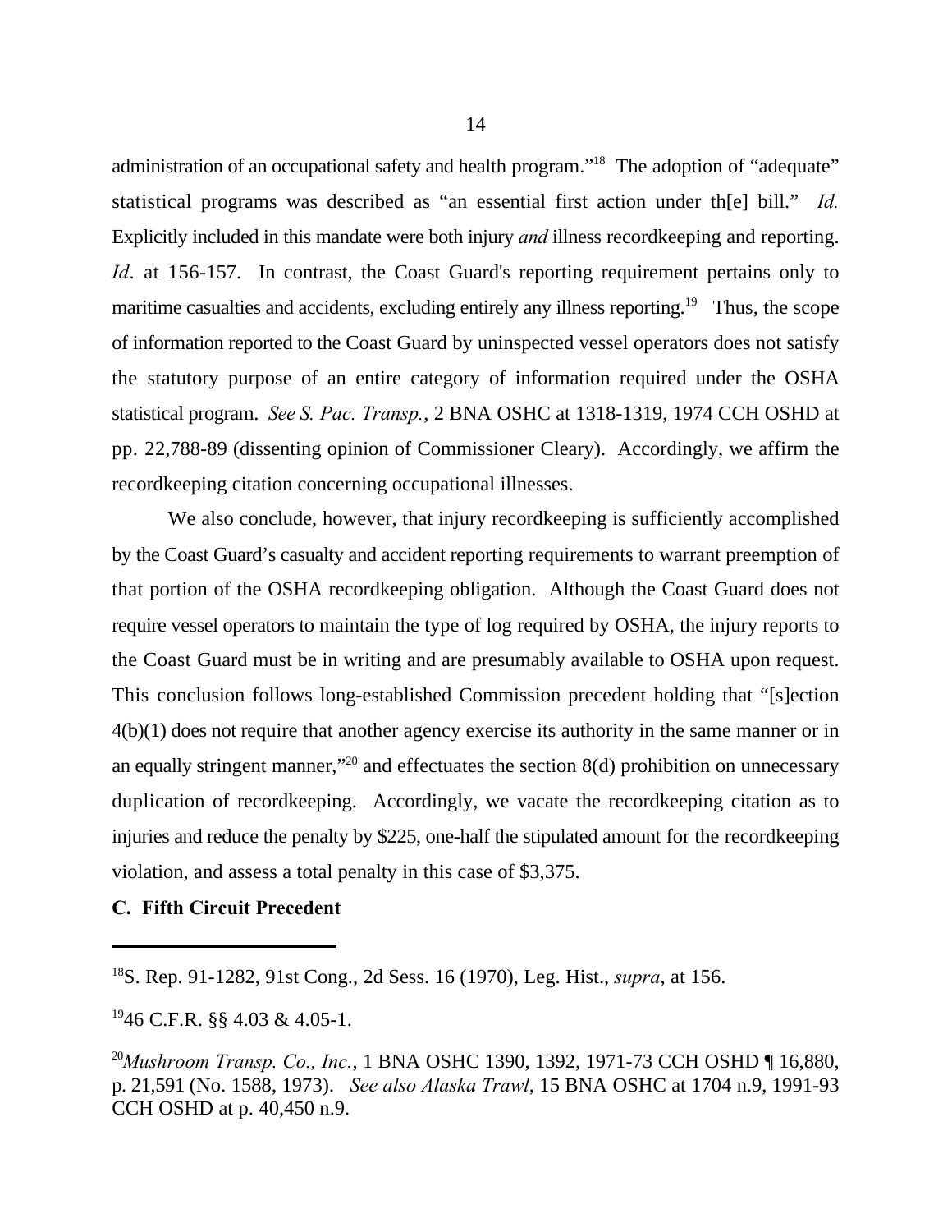administration of an occupational safety and health program."[18] The adoption of "adequate" statistical programs was described as "an essential first action under th[e] bill." *Id.* Explicitly included in this mandate were both injury *and* illness recordkeeping and reporting. *Id*. at 156-157. In contrast, the Coast Guard's reporting requirement pertains only to maritime casualties and accidents, excluding entirely any illness reporting.[19] Thus, the scope of information reported to the Coast Guard by uninspected vessel operators does not satisfy the statutory purpose of an entire category of information required under the OSHA statistical program. *See S. Pac. Transp.*, 2 BNA OSHC at 1318-1319, 1974 CCH OSHD at pp. 22,788-89 (dissenting opinion of Commissioner Cleary). Accordingly, we affirm the recordkeeping citation concerning occupational illnesses.

We also conclude, however, that injury recordkeeping is sufficiently accomplished by the Coast Guard's casualty and accident reporting requirements to warrant preemption of that portion of the OSHA recordkeeping obligation. Although the Coast Guard does not require vessel operators to maintain the type of log required by OSHA, the injury reports to the Coast Guard must be in writing and are presumably available to OSHA upon request. This conclusion follows long-established Commission precedent holding that "[s]ection 4(b)(1) does not require that another agency exercise its authority in the same manner or in an equally stringent manner,"[20] and effectuates the section 8(d) prohibition on unnecessary duplication of recordkeeping. Accordingly, we vacate the recordkeeping citation as to injuries and reduce the penalty by $225, one-half the stipulated amount for the recordkeeping violation, and assess a total penalty in this case of $3,375.

### C. Fifth Circuit Precedent

---

[18] S. Rep. 91-1282, 91st Cong., 2d Sess. 16 (1970), Leg. Hist., *supra*, at 156.

[19] 46 C.F.R. §§ 4.03 & 4.05-1.

[20] *Mushroom Transp. Co., Inc.*, 1 BNA OSHC 1390, 1392, 1971-73 CCH OSHD ¶ 16,880, p. 21,591 (No. 1588, 1973). *See also Alaska Trawl*, 15 BNA OSHC at 1704 n.9, 1991-93 CCH OSHD at p. 40,450 n.9.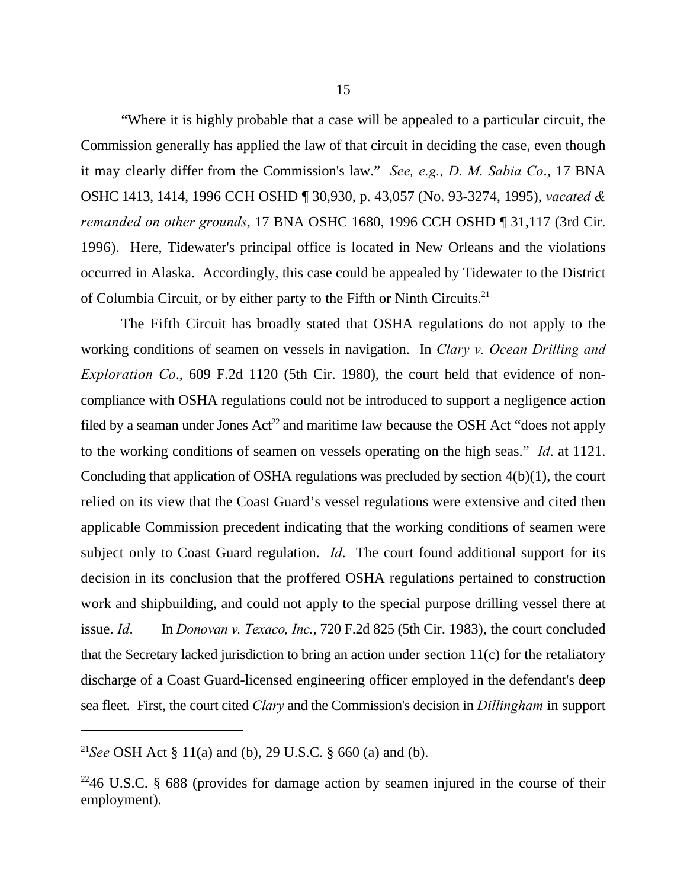"Where it is highly probable that a case will be appealed to a particular circuit, the Commission generally has applied the law of that circuit in deciding the case, even though it may clearly differ from the Commission's law." *See, e.g., D. M. Sabia Co*., 17 BNA OSHC 1413, 1414, 1996 CCH OSHD ¶ 30,930, p. 43,057 (No. 93-3274, 1995), *vacated & remanded on other grounds*, 17 BNA OSHC 1680, 1996 CCH OSHD ¶ 31,117 (3rd Cir. 1996). Here, Tidewater's principal office is located in New Orleans and the violations occurred in Alaska. Accordingly, this case could be appealed by Tidewater to the District of Columbia Circuit, or by either party to the Fifth or Ninth Circuits.[21]

The Fifth Circuit has broadly stated that OSHA regulations do not apply to the working conditions of seamen on vessels in navigation. In *Clary v. Ocean Drilling and Exploration Co*., 609 F.2d 1120 (5th Cir. 1980), the court held that evidence of non-compliance with OSHA regulations could not be introduced to support a negligence action filed by a seaman under Jones Act[22] and maritime law because the OSH Act "does not apply to the working conditions of seamen on vessels operating on the high seas." *Id*. at 1121. Concluding that application of OSHA regulations was precluded by section 4(b)(1), the court relied on its view that the Coast Guard's vessel regulations were extensive and cited then applicable Commission precedent indicating that the working conditions of seamen were subject only to Coast Guard regulation. *Id*. The court found additional support for its decision in its conclusion that the proffered OSHA regulations pertained to construction work and shipbuilding, and could not apply to the special purpose drilling vessel there at issue. *Id*. In *Donovan v. Texaco, Inc.*, 720 F.2d 825 (5th Cir. 1983), the court concluded that the Secretary lacked jurisdiction to bring an action under section 11(c) for the retaliatory discharge of a Coast Guard-licensed engineering officer employed in the defendant's deep sea fleet. First, the court cited *Clary* and the Commission's decision in *Dillingham* in support

---

[21]*See* OSH Act § 11(a) and (b), 29 U.S.C. § 660 (a) and (b).

[22]46 U.S.C. § 688 (provides for damage action by seamen injured in the course of their employment).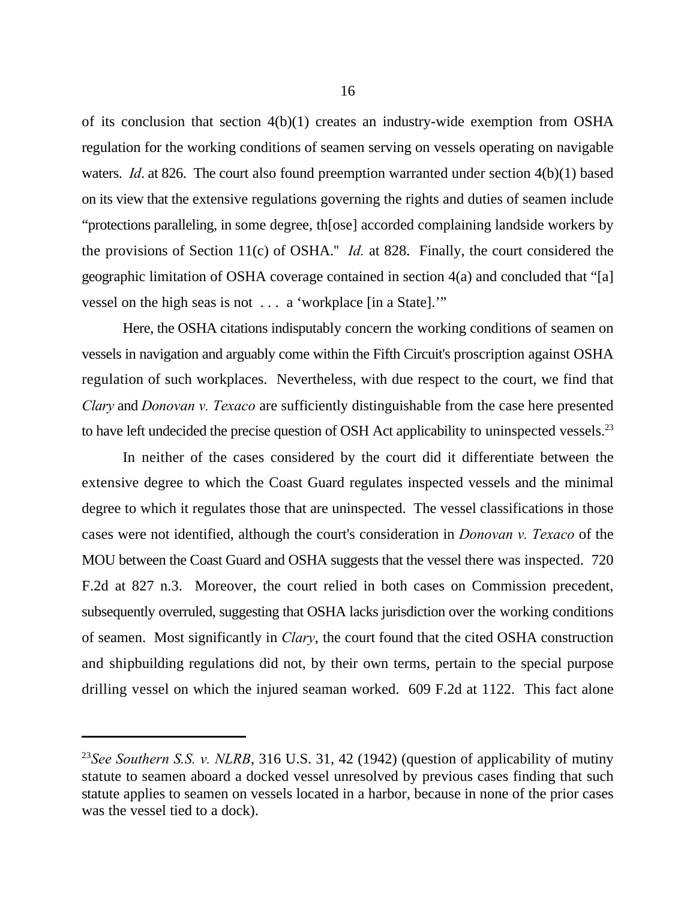of its conclusion that section 4(b)(1) creates an industry-wide exemption from OSHA regulation for the working conditions of seamen serving on vessels operating on navigable waters. *Id*. at 826. The court also found preemption warranted under section 4(b)(1) based on its view that the extensive regulations governing the rights and duties of seamen include "protections paralleling, in some degree, th[ose] accorded complaining landside workers by the provisions of Section 11(c) of OSHA." *Id.* at 828. Finally, the court considered the geographic limitation of OSHA coverage contained in section 4(a) and concluded that "[a] vessel on the high seas is not . . . a 'workplace [in a State].'"

Here, the OSHA citations indisputably concern the working conditions of seamen on vessels in navigation and arguably come within the Fifth Circuit's proscription against OSHA regulation of such workplaces. Nevertheless, with due respect to the court, we find that *Clary* and *Donovan v. Texaco* are sufficiently distinguishable from the case here presented to have left undecided the precise question of OSH Act applicability to uninspected vessels.[23]

In neither of the cases considered by the court did it differentiate between the extensive degree to which the Coast Guard regulates inspected vessels and the minimal degree to which it regulates those that are uninspected. The vessel classifications in those cases were not identified, although the court's consideration in *Donovan v. Texaco* of the MOU between the Coast Guard and OSHA suggests that the vessel there was inspected. 720 F.2d at 827 n.3. Moreover, the court relied in both cases on Commission precedent, subsequently overruled, suggesting that OSHA lacks jurisdiction over the working conditions of seamen. Most significantly in *Clary*, the court found that the cited OSHA construction and shipbuilding regulations did not, by their own terms, pertain to the special purpose drilling vessel on which the injured seaman worked. 609 F.2d at 1122. This fact alone

---

[23]*See Southern S.S. v. NLRB*, 316 U.S. 31, 42 (1942) (question of applicability of mutiny statute to seamen aboard a docked vessel unresolved by previous cases finding that such statute applies to seamen on vessels located in a harbor, because in none of the prior cases was the vessel tied to a dock).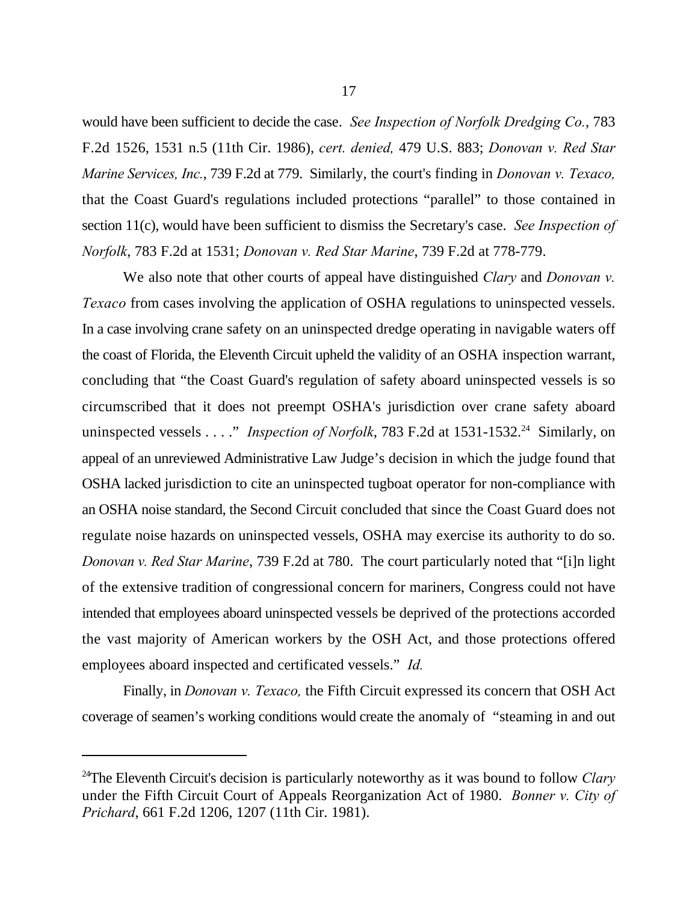would have been sufficient to decide the case. *See Inspection of Norfolk Dredging Co.*, 783 F.2d 1526, 1531 n.5 (11th Cir. 1986), *cert. denied,* 479 U.S. 883; *Donovan v. Red Star Marine Services, Inc.*, 739 F.2d at 779. Similarly, the court's finding in *Donovan v. Texaco,* that the Coast Guard's regulations included protections "parallel" to those contained in section 11(c), would have been sufficient to dismiss the Secretary's case. *See Inspection of Norfolk*, 783 F.2d at 1531; *Donovan v. Red Star Marine*, 739 F.2d at 778-779.

We also note that other courts of appeal have distinguished *Clary* and *Donovan v. Texaco* from cases involving the application of OSHA regulations to uninspected vessels. In a case involving crane safety on an uninspected dredge operating in navigable waters off the coast of Florida, the Eleventh Circuit upheld the validity of an OSHA inspection warrant, concluding that "the Coast Guard's regulation of safety aboard uninspected vessels is so circumscribed that it does not preempt OSHA's jurisdiction over crane safety aboard uninspected vessels . . . ." *Inspection of Norfolk*, 783 F.2d at 1531-1532.[24] Similarly, on appeal of an unreviewed Administrative Law Judge's decision in which the judge found that OSHA lacked jurisdiction to cite an uninspected tugboat operator for non-compliance with an OSHA noise standard, the Second Circuit concluded that since the Coast Guard does not regulate noise hazards on uninspected vessels, OSHA may exercise its authority to do so. *Donovan v. Red Star Marine*, 739 F.2d at 780. The court particularly noted that "[i]n light of the extensive tradition of congressional concern for mariners, Congress could not have intended that employees aboard uninspected vessels be deprived of the protections accorded the vast majority of American workers by the OSH Act, and those protections offered employees aboard inspected and certificated vessels." *Id.*

Finally, in *Donovan v. Texaco,* the Fifth Circuit expressed its concern that OSH Act coverage of seamen's working conditions would create the anomaly of "steaming in and out

---

[24]The Eleventh Circuit's decision is particularly noteworthy as it was bound to follow *Clary* under the Fifth Circuit Court of Appeals Reorganization Act of 1980. *Bonner v. City of Prichard*, 661 F.2d 1206, 1207 (11th Cir. 1981).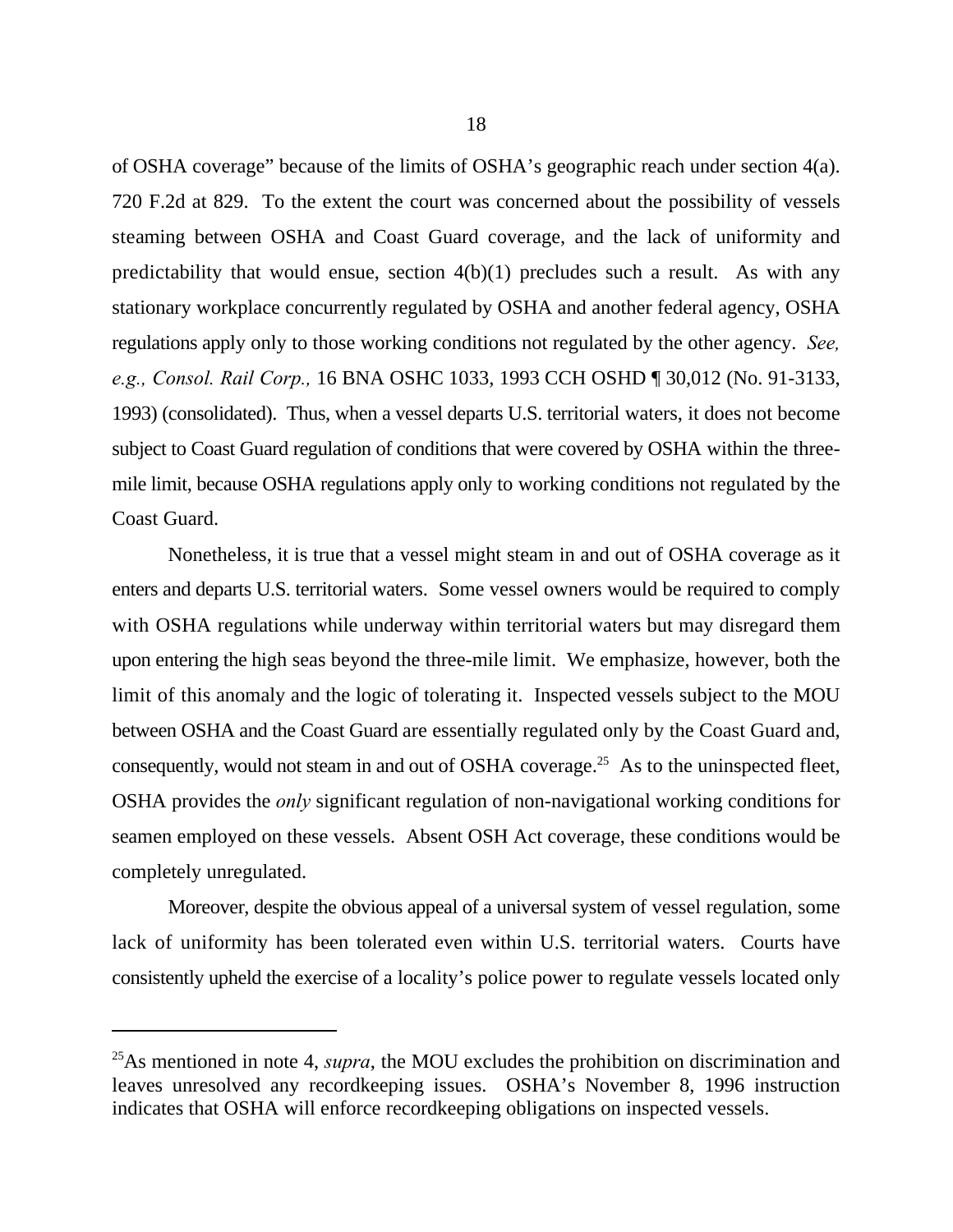of OSHA coverage" because of the limits of OSHA's geographic reach under section 4(a). 720 F.2d at 829. To the extent the court was concerned about the possibility of vessels steaming between OSHA and Coast Guard coverage, and the lack of uniformity and predictability that would ensue, section 4(b)(1) precludes such a result. As with any stationary workplace concurrently regulated by OSHA and another federal agency, OSHA regulations apply only to those working conditions not regulated by the other agency. *See, e.g., Consol. Rail Corp.,* 16 BNA OSHC 1033, 1993 CCH OSHD ¶ 30,012 (No. 91-3133, 1993) (consolidated). Thus, when a vessel departs U.S. territorial waters, it does not become subject to Coast Guard regulation of conditions that were covered by OSHA within the three-mile limit, because OSHA regulations apply only to working conditions not regulated by the Coast Guard.

Nonetheless, it is true that a vessel might steam in and out of OSHA coverage as it enters and departs U.S. territorial waters. Some vessel owners would be required to comply with OSHA regulations while underway within territorial waters but may disregard them upon entering the high seas beyond the three-mile limit. We emphasize, however, both the limit of this anomaly and the logic of tolerating it. Inspected vessels subject to the MOU between OSHA and the Coast Guard are essentially regulated only by the Coast Guard and, consequently, would not steam in and out of OSHA coverage.[25] As to the uninspected fleet, OSHA provides the *only* significant regulation of non-navigational working conditions for seamen employed on these vessels. Absent OSH Act coverage, these conditions would be completely unregulated.

Moreover, despite the obvious appeal of a universal system of vessel regulation, some lack of uniformity has been tolerated even within U.S. territorial waters. Courts have consistently upheld the exercise of a locality's police power to regulate vessels located only

---

[25]As mentioned in note 4, *supra*, the MOU excludes the prohibition on discrimination and leaves unresolved any recordkeeping issues. OSHA's November 8, 1996 instruction indicates that OSHA will enforce recordkeeping obligations on inspected vessels.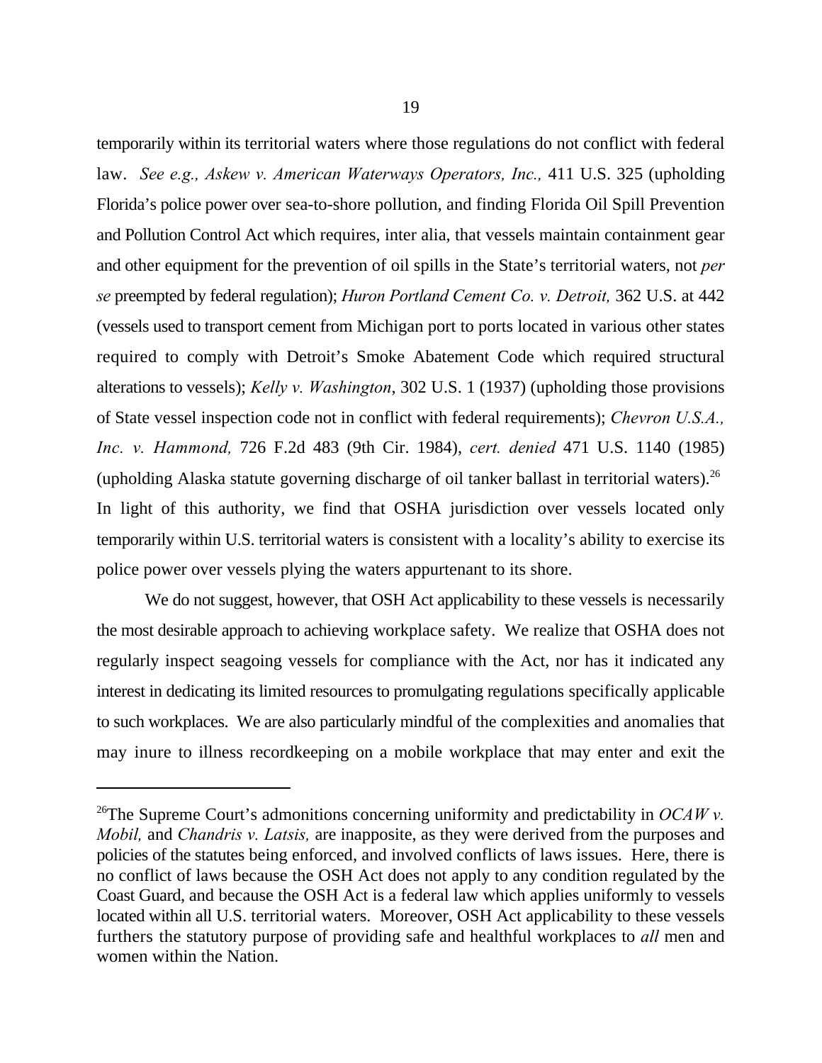temporarily within its territorial waters where those regulations do not conflict with federal law. *See e.g., Askew v. American Waterways Operators, Inc.,* 411 U.S. 325 (upholding Florida's police power over sea-to-shore pollution, and finding Florida Oil Spill Prevention and Pollution Control Act which requires, inter alia, that vessels maintain containment gear and other equipment for the prevention of oil spills in the State's territorial waters, not *per se* preempted by federal regulation); *Huron Portland Cement Co. v. Detroit,* 362 U.S. at 442 (vessels used to transport cement from Michigan port to ports located in various other states required to comply with Detroit's Smoke Abatement Code which required structural alterations to vessels); *Kelly v. Washington*, 302 U.S. 1 (1937) (upholding those provisions of State vessel inspection code not in conflict with federal requirements); *Chevron U.S.A., Inc. v. Hammond,* 726 F.2d 483 (9th Cir. 1984), *cert. denied* 471 U.S. 1140 (1985) (upholding Alaska statute governing discharge of oil tanker ballast in territorial waters).[26] In light of this authority, we find that OSHA jurisdiction over vessels located only temporarily within U.S. territorial waters is consistent with a locality's ability to exercise its police power over vessels plying the waters appurtenant to its shore.

We do not suggest, however, that OSH Act applicability to these vessels is necessarily the most desirable approach to achieving workplace safety. We realize that OSHA does not regularly inspect seagoing vessels for compliance with the Act, nor has it indicated any interest in dedicating its limited resources to promulgating regulations specifically applicable to such workplaces. We are also particularly mindful of the complexities and anomalies that may inure to illness recordkeeping on a mobile workplace that may enter and exit the

---

[26]The Supreme Court's admonitions concerning uniformity and predictability in *OCAW v. Mobil,* and *Chandris v. Latsis,* are inapposite, as they were derived from the purposes and policies of the statutes being enforced, and involved conflicts of laws issues. Here, there is no conflict of laws because the OSH Act does not apply to any condition regulated by the Coast Guard, and because the OSH Act is a federal law which applies uniformly to vessels located within all U.S. territorial waters. Moreover, OSH Act applicability to these vessels furthers the statutory purpose of providing safe and healthful workplaces to *all* men and women within the Nation.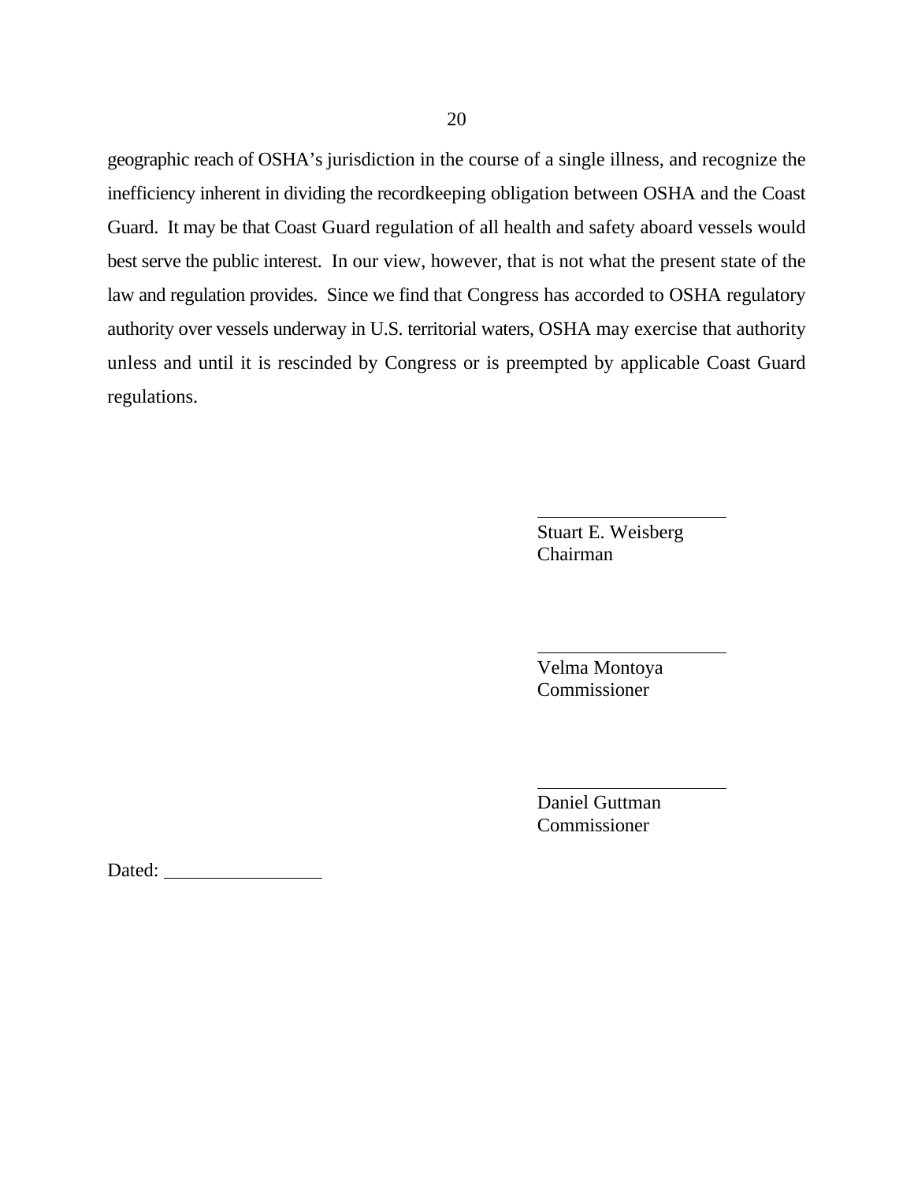geographic reach of OSHA's jurisdiction in the course of a single illness, and recognize the inefficiency inherent in dividing the recordkeeping obligation between OSHA and the Coast Guard. It may be that Coast Guard regulation of all health and safety aboard vessels would best serve the public interest. In our view, however, that is not what the present state of the law and regulation provides. Since we find that Congress has accorded to OSHA regulatory authority over vessels underway in U.S. territorial waters, OSHA may exercise that authority unless and until it is rescinded by Congress or is preempted by applicable Coast Guard regulations.

\_\_\_\_\_\_\_\_\_\_\_\_\_\_\_\_\_\_\_\_
Stuart E. Weisberg
Chairman

\_\_\_\_\_\_\_\_\_\_\_\_\_\_\_\_\_\_\_\_
Velma Montoya
Commissioner

\_\_\_\_\_\_\_\_\_\_\_\_\_\_\_\_\_\_\_\_
Daniel Guttman
Commissioner

Dated: \_\_\_\_\_\_\_\_\_\_\_\_\_\_\_\_